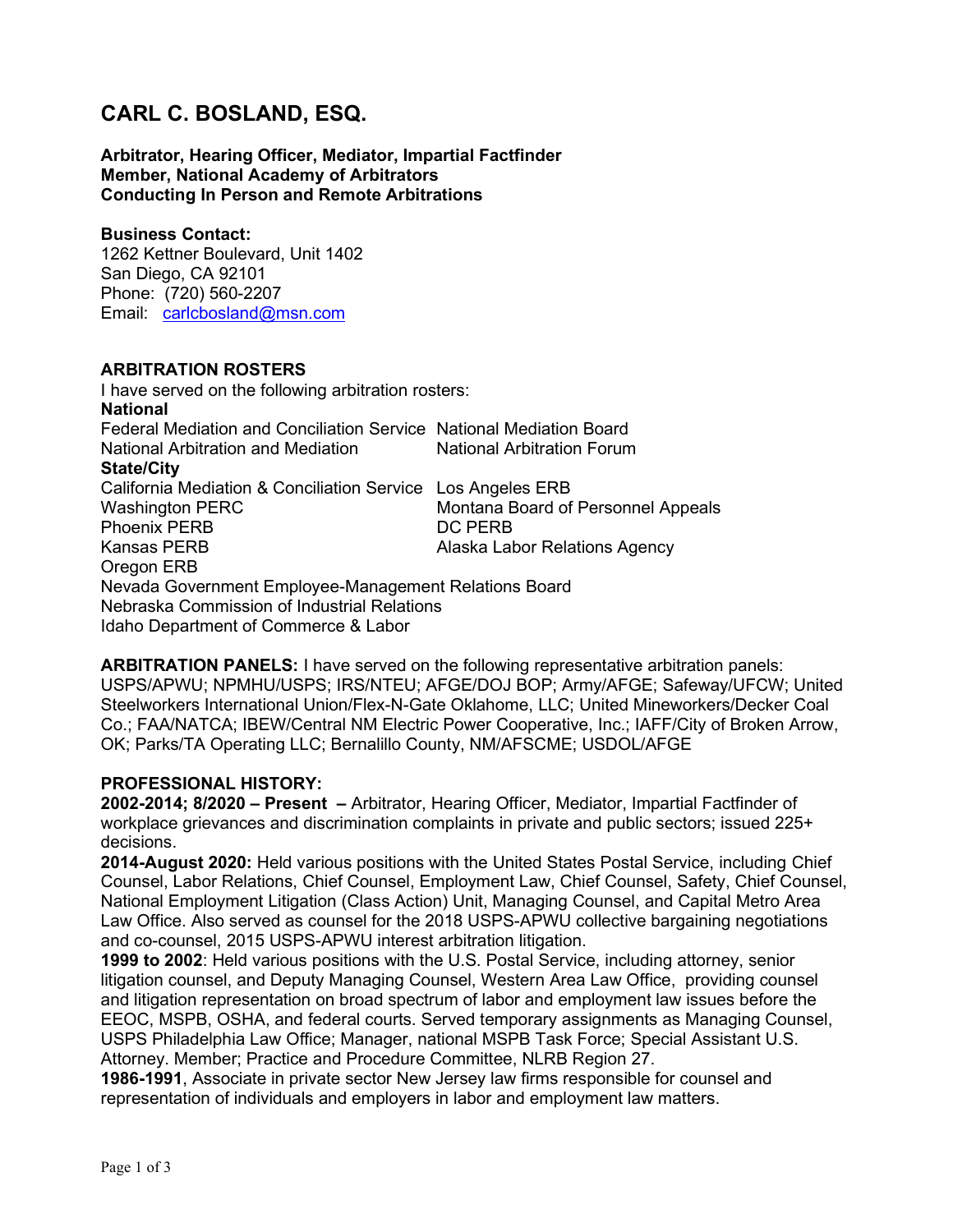# CARL C. BOSLAND, ESQ.

**Arbitrator, Hearing Officer, Mediator, Impartial Factfinder**
**Member, National Academy of Arbitrators**
**Conducting In Person and Remote Arbitrations**

**Business Contact:**
1262 Kettner Boulevard, Unit 1402
San Diego, CA 92101
Phone: (720) 560-2207
Email: carlcbosland@msn.com

## ARBITRATION ROSTERS

I have served on the following arbitration rosters:

**National**

Federal Mediation and Conciliation Service
National Mediation Board
National Arbitration and Mediation
National Arbitration Forum

**State/City**

California Mediation & Conciliation Service
Los Angeles ERB
Washington PERC
Montana Board of Personnel Appeals
Phoenix PERB
DC PERB
Kansas PERB
Alaska Labor Relations Agency
Oregon ERB
Nevada Government Employee-Management Relations Board
Nebraska Commission of Industrial Relations
Idaho Department of Commerce & Labor

**ARBITRATION PANELS:** I have served on the following representative arbitration panels: USPS/APWU; NPMHU/USPS; IRS/NTEU; AFGE/DOJ BOP; Army/AFGE; Safeway/UFCW; United Steelworkers International Union/Flex-N-Gate Oklahome, LLC; United Mineworkers/Decker Coal Co.; FAA/NATCA; IBEW/Central NM Electric Power Cooperative, Inc.; IAFF/City of Broken Arrow, OK; Parks/TA Operating LLC; Bernalillo County, NM/AFSCME; USDOL/AFGE

## PROFESSIONAL HISTORY:

**2002-2014; 8/2020 – Present –** Arbitrator, Hearing Officer, Mediator, Impartial Factfinder of workplace grievances and discrimination complaints in private and public sectors; issued 225+ decisions.

**2014-August 2020:** Held various positions with the United States Postal Service, including Chief Counsel, Labor Relations, Chief Counsel, Employment Law, Chief Counsel, Safety, Chief Counsel, National Employment Litigation (Class Action) Unit, Managing Counsel, and Capital Metro Area Law Office. Also served as counsel for the 2018 USPS-APWU collective bargaining negotiations and co-counsel, 2015 USPS-APWU interest arbitration litigation.

**1999 to 2002**: Held various positions with the U.S. Postal Service, including attorney, senior litigation counsel, and Deputy Managing Counsel, Western Area Law Office, providing counsel and litigation representation on broad spectrum of labor and employment law issues before the EEOC, MSPB, OSHA, and federal courts. Served temporary assignments as Managing Counsel, USPS Philadelphia Law Office; Manager, national MSPB Task Force; Special Assistant U.S. Attorney. Member; Practice and Procedure Committee, NLRB Region 27.

**1986-1991**, Associate in private sector New Jersey law firms responsible for counsel and representation of individuals and employers in labor and employment law matters.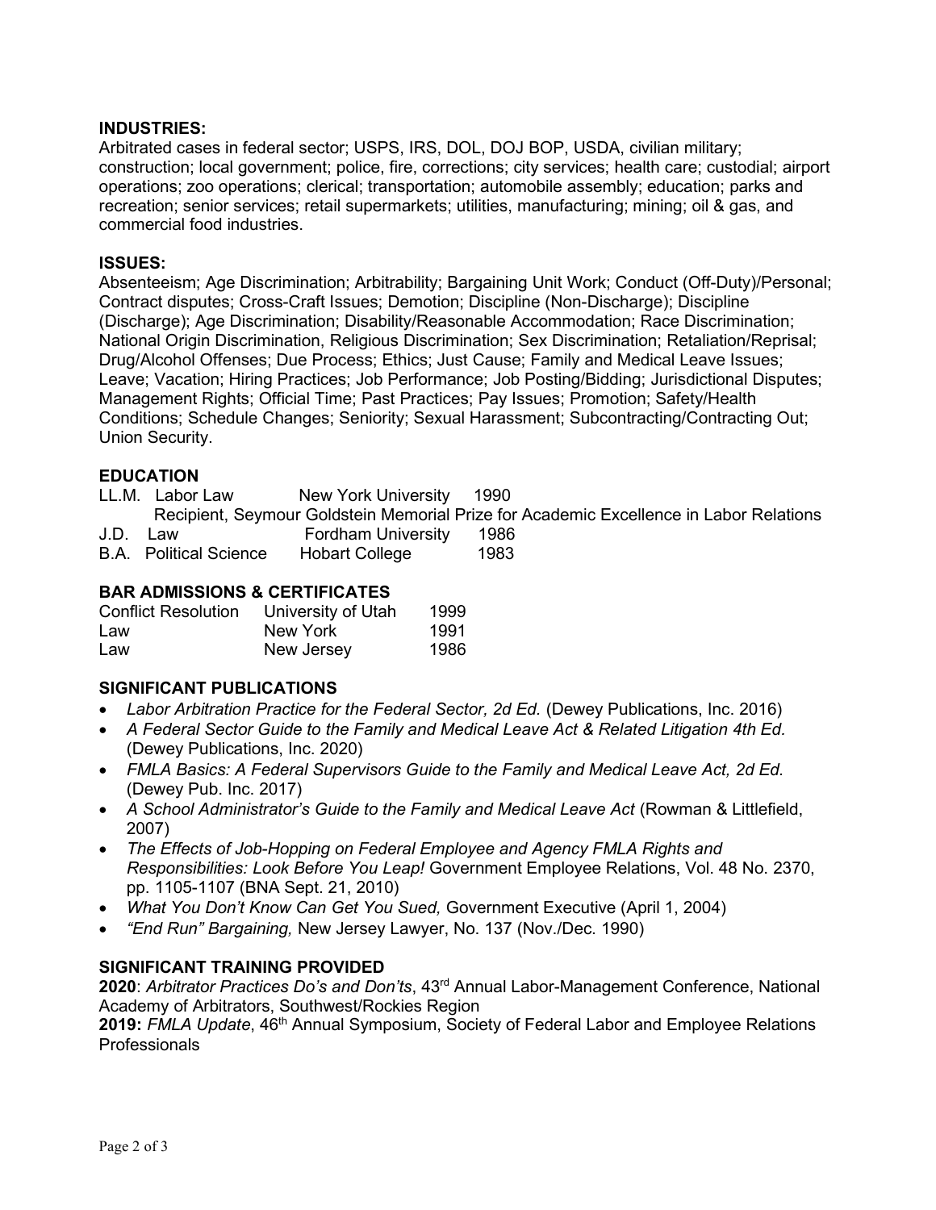## INDUSTRIES:

Arbitrated cases in federal sector; USPS, IRS, DOL, DOJ BOP, USDA, civilian military; construction; local government; police, fire, corrections; city services; health care; custodial; airport operations; zoo operations; clerical; transportation; automobile assembly; education; parks and recreation; senior services; retail supermarkets; utilities, manufacturing; mining; oil & gas, and commercial food industries.

## ISSUES:

Absenteeism; Age Discrimination; Arbitrability; Bargaining Unit Work; Conduct (Off-Duty)/Personal; Contract disputes; Cross-Craft Issues; Demotion; Discipline (Non-Discharge); Discipline (Discharge); Age Discrimination; Disability/Reasonable Accommodation; Race Discrimination; National Origin Discrimination, Religious Discrimination; Sex Discrimination; Retaliation/Reprisal; Drug/Alcohol Offenses; Due Process; Ethics; Just Cause; Family and Medical Leave Issues; Leave; Vacation; Hiring Practices; Job Performance; Job Posting/Bidding; Jurisdictional Disputes; Management Rights; Official Time; Past Practices; Pay Issues; Promotion; Safety/Health Conditions; Schedule Changes; Seniority; Sexual Harassment; Subcontracting/Contracting Out; Union Security.

## EDUCATION

| | | |
|---|---|---|
| LL.M. Labor Law | New York University | 1990 |
| Recipient, Seymour Goldstein Memorial Prize for Academic Excellence in Labor Relations | | |
| J.D. Law | Fordham University | 1986 |
| B.A. Political Science | Hobart College | 1983 |

## BAR ADMISSIONS & CERTIFICATES

| | | |
|---|---|---|
| Conflict Resolution | University of Utah | 1999 |
| Law | New York | 1991 |
| Law | New Jersey | 1986 |

## SIGNIFICANT PUBLICATIONS

- *Labor Arbitration Practice for the Federal Sector, 2d Ed.* (Dewey Publications, Inc. 2016)
- *A Federal Sector Guide to the Family and Medical Leave Act & Related Litigation 4th Ed*. (Dewey Publications, Inc. 2020)
- *FMLA Basics: A Federal Supervisors Guide to the Family and Medical Leave Act, 2d Ed.* (Dewey Pub. Inc. 2017)
- *A School Administrator's Guide to the Family and Medical Leave Act* (Rowman & Littlefield, 2007)
- *The Effects of Job-Hopping on Federal Employee and Agency FMLA Rights and Responsibilities: Look Before You Leap!* Government Employee Relations, Vol. 48 No. 2370, pp. 1105-1107 (BNA Sept. 21, 2010)
- *What You Don't Know Can Get You Sued,* Government Executive (April 1, 2004)
- *"End Run" Bargaining,* New Jersey Lawyer, No. 137 (Nov./Dec. 1990)

## SIGNIFICANT TRAINING PROVIDED

**2020**: *Arbitrator Practices Do's and Don'ts*, 43rd Annual Labor-Management Conference, National Academy of Arbitrators, Southwest/Rockies Region

**2019:** *FMLA Update*, 46th Annual Symposium, Society of Federal Labor and Employee Relations Professionals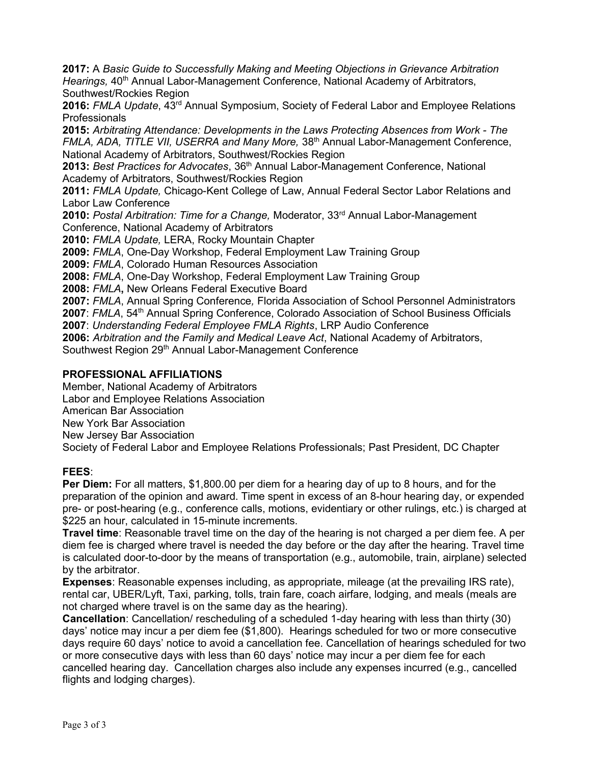**2017:** A *Basic Guide to Successfully Making and Meeting Objections in Grievance Arbitration Hearings,* 40th Annual Labor-Management Conference, National Academy of Arbitrators, Southwest/Rockies Region
**2016:** *FMLA Update*, 43rd Annual Symposium, Society of Federal Labor and Employee Relations Professionals
**2015:** *Arbitrating Attendance: Developments in the Laws Protecting Absences from Work - The FMLA, ADA, TITLE VII, USERRA and Many More,* 38th Annual Labor-Management Conference, National Academy of Arbitrators, Southwest/Rockies Region
**2013:** *Best Practices for Advocates*, 36th Annual Labor-Management Conference, National Academy of Arbitrators, Southwest/Rockies Region
**2011:** *FMLA Update,* Chicago-Kent College of Law, Annual Federal Sector Labor Relations and Labor Law Conference
**2010:** *Postal Arbitration: Time for a Change,* Moderator, 33rd Annual Labor-Management Conference, National Academy of Arbitrators
**2010:** *FMLA Update,* LERA, Rocky Mountain Chapter
**2009:** *FMLA*, One-Day Workshop, Federal Employment Law Training Group
**2009:** *FMLA*, Colorado Human Resources Association
**2008:** *FMLA*, One-Day Workshop, Federal Employment Law Training Group
**2008:** *FMLA***,** New Orleans Federal Executive Board
**2007:** *FMLA*, Annual Spring Conference*,* Florida Association of School Personnel Administrators
**2007**: *FMLA*, 54th Annual Spring Conference, Colorado Association of School Business Officials
**2007**: *Understanding Federal Employee FMLA Rights*, LRP Audio Conference
**2006:** *Arbitration and the Family and Medical Leave Act*, National Academy of Arbitrators, Southwest Region 29th Annual Labor-Management Conference

## PROFESSIONAL AFFILIATIONS

Member, National Academy of Arbitrators
Labor and Employee Relations Association
American Bar Association
New York Bar Association
New Jersey Bar Association
Society of Federal Labor and Employee Relations Professionals; Past President, DC Chapter

## FEES:

**Per Diem:** For all matters, $1,800.00 per diem for a hearing day of up to 8 hours, and for the preparation of the opinion and award. Time spent in excess of an 8-hour hearing day, or expended pre- or post-hearing (e.g., conference calls, motions, evidentiary or other rulings, etc.) is charged at $225 an hour, calculated in 15-minute increments.

**Travel time**: Reasonable travel time on the day of the hearing is not charged a per diem fee. A per diem fee is charged where travel is needed the day before or the day after the hearing. Travel time is calculated door-to-door by the means of transportation (e.g., automobile, train, airplane) selected by the arbitrator.

**Expenses**: Reasonable expenses including, as appropriate, mileage (at the prevailing IRS rate), rental car, UBER/Lyft, Taxi, parking, tolls, train fare, coach airfare, lodging, and meals (meals are not charged where travel is on the same day as the hearing).

**Cancellation**: Cancellation/ rescheduling of a scheduled 1-day hearing with less than thirty (30) days' notice may incur a per diem fee ($1,800). Hearings scheduled for two or more consecutive days require 60 days' notice to avoid a cancellation fee. Cancellation of hearings scheduled for two or more consecutive days with less than 60 days' notice may incur a per diem fee for each cancelled hearing day. Cancellation charges also include any expenses incurred (e.g., cancelled flights and lodging charges).